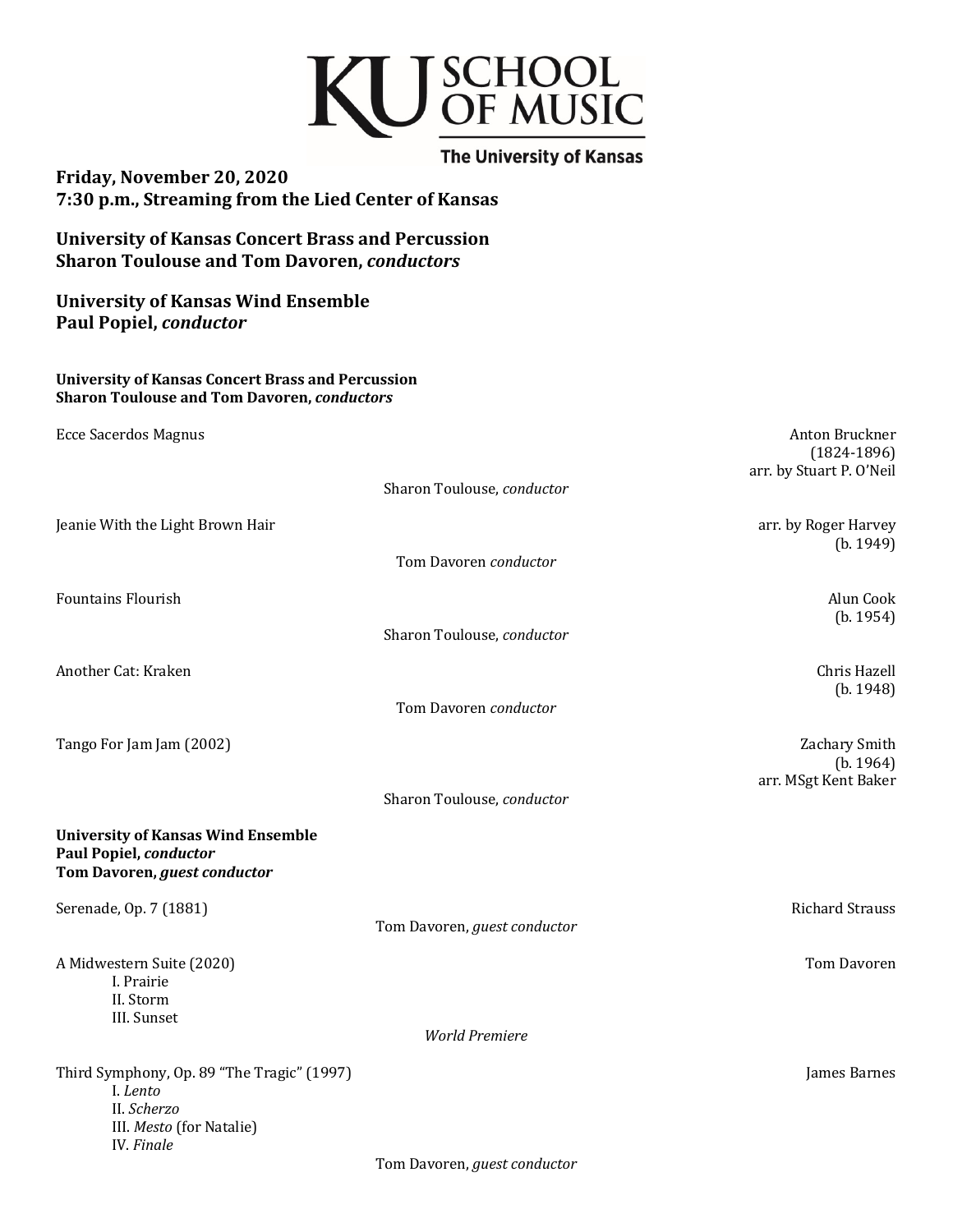# KU SCHOOL OF MUSIC
**The University of Kansas**

**Friday, November 20, 2020**
**7:30 p.m., Streaming from the Lied Center of Kansas**

**University of Kansas Concert Brass and Percussion**
**Sharon Toulouse and Tom Davoren, *conductors***

**University of Kansas Wind Ensemble**
**Paul Popiel, *conductor***

**University of Kansas Concert Brass and Percussion**
**Sharon Toulouse and Tom Davoren, *conductors***

Ecce Sacerdos Magnus — Anton Bruckner (1824-1896), arr. by Stuart P. O'Neil

Sharon Toulouse, *conductor*

Jeanie With the Light Brown Hair — arr. by Roger Harvey (b. 1949)

Tom Davoren *conductor*

Fountains Flourish — Alun Cook (b. 1954)

Sharon Toulouse, *conductor*

Another Cat: Kraken — Chris Hazell (b. 1948)

Tom Davoren *conductor*

Tango For Jam Jam (2002) — Zachary Smith (b. 1964), arr. MSgt Kent Baker

Sharon Toulouse, *conductor*

**University of Kansas Wind Ensemble**
**Paul Popiel, *conductor***
**Tom Davoren, *guest conductor***

Serenade, Op. 7 (1881) — Richard Strauss

Tom Davoren, *guest conductor*

A Midwestern Suite (2020) — Tom Davoren

I. Prairie
II. Storm
III. Sunset

*World Premiere*

Third Symphony, Op. 89 "The Tragic" (1997) — James Barnes

I. *Lento*
II. *Scherzo*
III. *Mesto* (for Natalie)
IV. *Finale*

Tom Davoren, *guest conductor*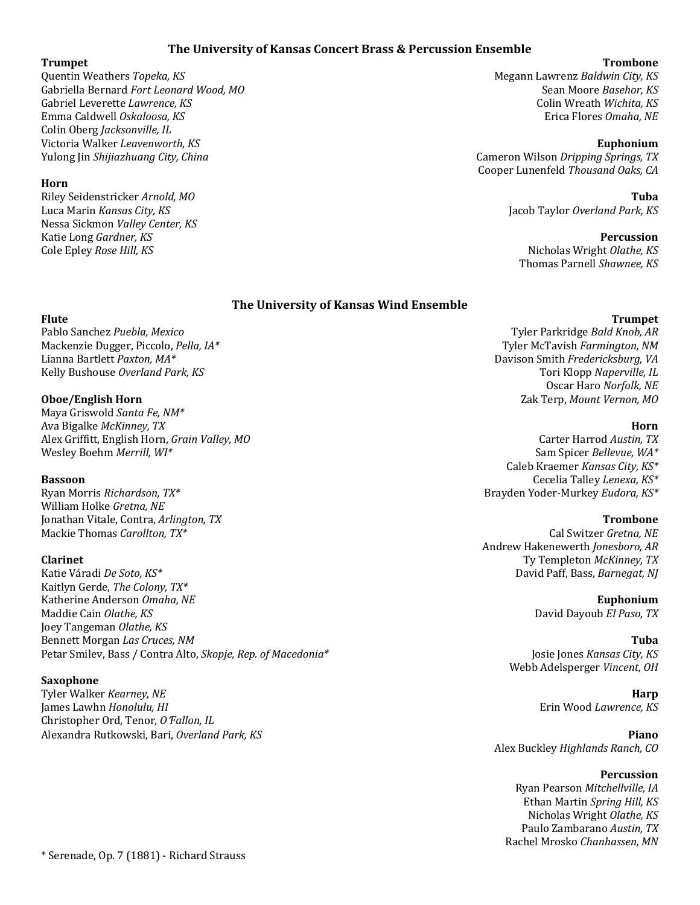## The University of Kansas Concert Brass & Percussion Ensemble

**Trumpet**
Quentin Weathers *Topeka, KS*
Gabriella Bernard *Fort Leonard Wood, MO*
Gabriel Leverette *Lawrence, KS*
Emma Caldwell *Oskaloosa, KS*
Colin Oberg *Jacksonville, IL*
Victoria Walker *Leavenworth, KS*
Yulong Jin *Shijiazhuang City, China*

**Horn**
Riley Seidenstricker *Arnold, MO*
Luca Marin *Kansas City, KS*
Nessa Sickmon *Valley Center, KS*
Katie Long *Gardner, KS*
Cole Epley *Rose Hill, KS*

**Trombone**
Megann Lawrenz *Baldwin City, KS*
Sean Moore *Basehor, KS*
Colin Wreath *Wichita, KS*
Erica Flores *Omaha, NE*

**Euphonium**
Cameron Wilson *Dripping Springs, TX*
Cooper Lunenfeld *Thousand Oaks, CA*

**Tuba**
Jacob Taylor *Overland Park, KS*

**Percussion**
Nicholas Wright *Olathe, KS*
Thomas Parnell *Shawnee, KS*

## The University of Kansas Wind Ensemble

**Flute**
Pablo Sanchez *Puebla, Mexico*
Mackenzie Dugger, Piccolo, *Pella, IA**
Lianna Bartlett *Paxton, MA**
Kelly Bushouse *Overland Park, KS*

**Oboe/English Horn**
Maya Griswold *Santa Fe, NM**
Ava Bigalke *McKinney, TX*
Alex Griffitt, English Horn, *Grain Valley, MO*
Wesley Boehm *Merrill, WI**

**Bassoon**
Ryan Morris *Richardson, TX**
William Holke *Gretna, NE*
Jonathan Vitale, Contra, *Arlington, TX*
Mackie Thomas *Carollton, TX**

**Clarinet**
Katie Váradi *De Soto, KS**
Kaitlyn Gerde, *The Colony, TX**
Katherine Anderson *Omaha, NE*
Maddie Cain *Olathe, KS*
Joey Tangeman *Olathe, KS*
Bennett Morgan *Las Cruces, NM*
Petar Smilev, Bass / Contra Alto, *Skopje, Rep. of Macedonia**

**Saxophone**
Tyler Walker *Kearney, NE*
James Lawhn *Honolulu, HI*
Christopher Ord, Tenor, *O'Fallon, IL*
Alexandra Rutkowski, Bari, *Overland Park, KS*

**Trumpet**
Tyler Parkridge *Bald Knob, AR*
Tyler McTavish *Farmington, NM*
Davison Smith *Fredericksburg, VA*
Tori Klopp *Naperville, IL*
Oscar Haro *Norfolk, NE*
Zak Terp, *Mount Vernon, MO*

**Horn**
Carter Harrod *Austin, TX*
Sam Spicer *Bellevue, WA**
Caleb Kraemer *Kansas City, KS**
Cecelia Talley *Lenexa, KS**
Brayden Yoder-Murkey *Eudora, KS**

**Trombone**
Cal Switzer *Gretna, NE*
Andrew Hakenewerth *Jonesboro, AR*
Ty Templeton *McKinney, TX*
David Paff, Bass, *Barnegat, NJ*

**Euphonium**
David Dayoub *El Paso, TX*

**Tuba**
Josie Jones *Kansas City, KS*
Webb Adelsperger *Vincent, OH*

**Harp**
Erin Wood *Lawrence, KS*

**Piano**
Alex Buckley *Highlands Ranch, CO*

**Percussion**
Ryan Pearson *Mitchellville, IA*
Ethan Martin *Spring Hill, KS*
Nicholas Wright *Olathe, KS*
Paulo Zambarano *Austin, TX*
Rachel Mrosko *Chanhassen, MN*

* Serenade, Op. 7 (1881) - Richard Strauss